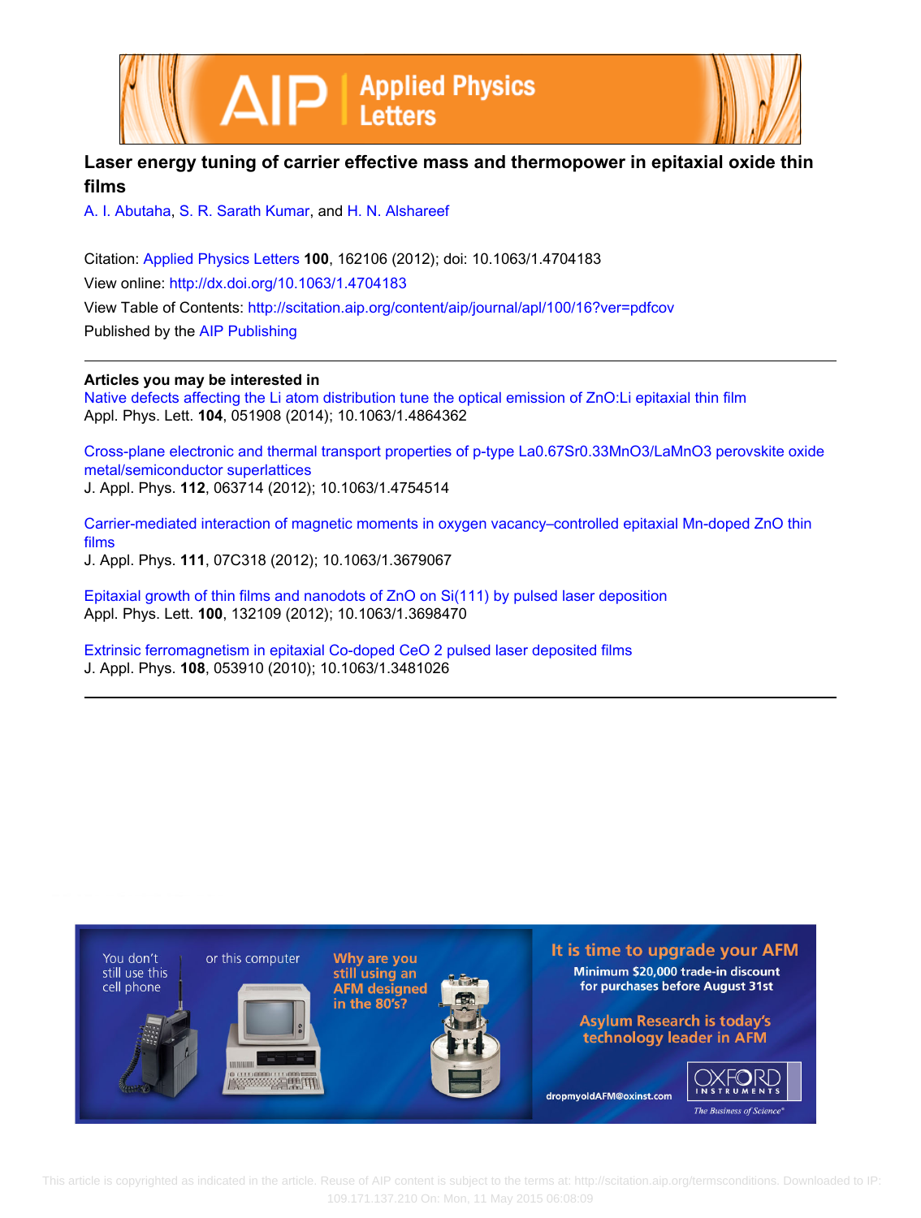# Laser energy tuning of carrier effective mass and thermopower in epitaxial oxide thin films

A. I. Abutaha, S. R. Sarath Kumar, and H. N. Alshareef

Citation: Applied Physics Letters **100**, 162106 (2012); doi: 10.1063/1.4704183

View online: http://dx.doi.org/10.1063/1.4704183

View Table of Contents: http://scitation.aip.org/content/aip/journal/apl/100/16?ver=pdfcov

Published by the AIP Publishing

---

**Articles you may be interested in**

Native defects affecting the Li atom distribution tune the optical emission of ZnO:Li epitaxial thin film
Appl. Phys. Lett. **104**, 051908 (2014); 10.1063/1.4864362

Cross-plane electronic and thermal transport properties of p-type La0.67Sr0.33MnO3/LaMnO3 perovskite oxide metal/semiconductor superlattices
J. Appl. Phys. **112**, 063714 (2012); 10.1063/1.4754514

Carrier-mediated interaction of magnetic moments in oxygen vacancy–controlled epitaxial Mn-doped ZnO thin films
J. Appl. Phys. **111**, 07C318 (2012); 10.1063/1.3679067

Epitaxial growth of thin films and nanodots of ZnO on Si(111) by pulsed laser deposition
Appl. Phys. Lett. **100**, 132109 (2012); 10.1063/1.3698470

Extrinsic ferromagnetism in epitaxial Co-doped CeO 2 pulsed laser deposited films
J. Appl. Phys. **108**, 053910 (2010); 10.1063/1.3481026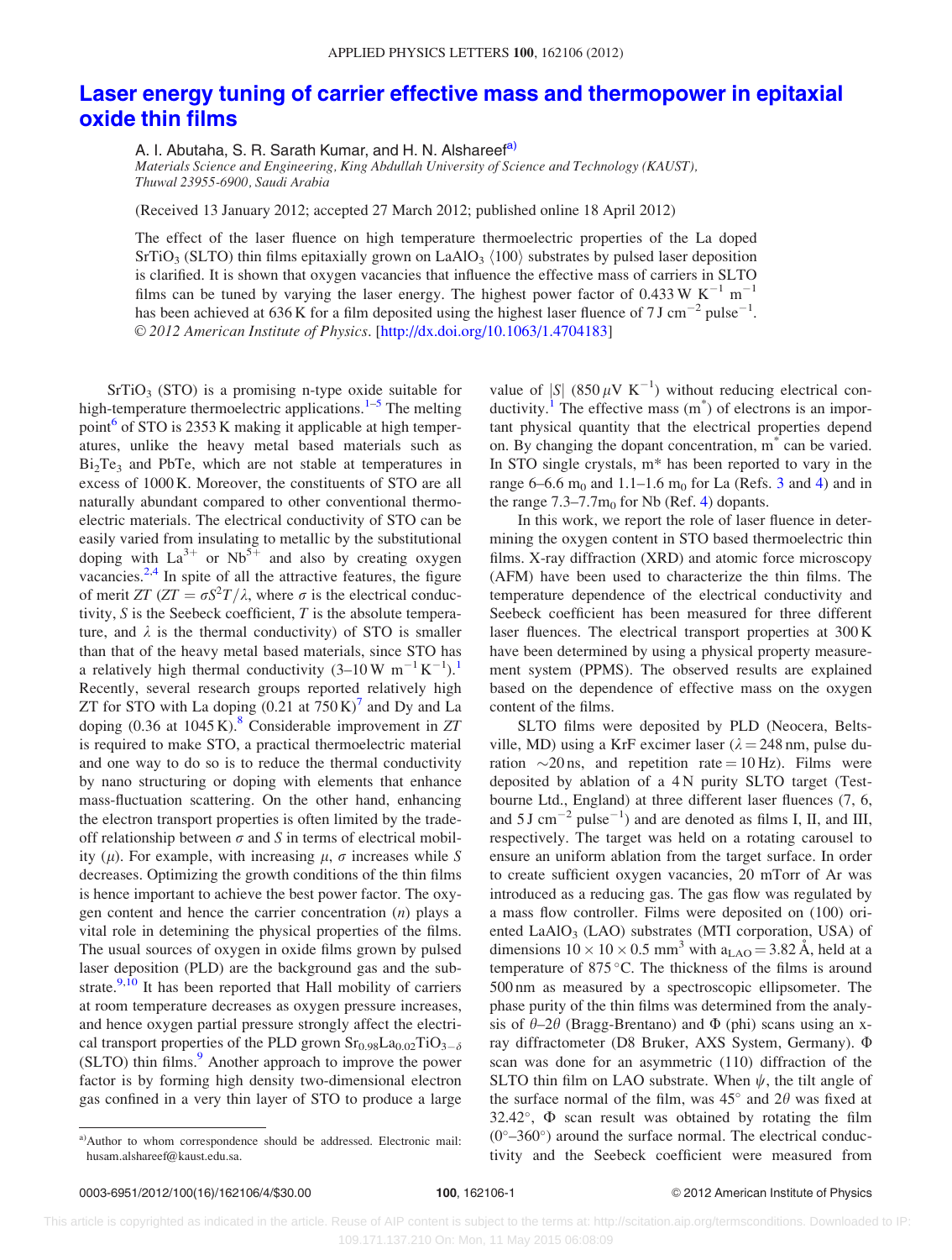# Laser energy tuning of carrier effective mass and thermopower in epitaxial oxide thin films

A. I. Abutaha, S. R. Sarath Kumar, and H. N. Alshareef[a)]

*Materials Science and Engineering, King Abdullah University of Science and Technology (KAUST), Thuwal 23955-6900, Saudi Arabia*

(Received 13 January 2012; accepted 27 March 2012; published online 18 April 2012)

The effect of the laser fluence on high temperature thermoelectric properties of the La doped $SrTiO_3$ (SLTO) thin films epitaxially grown on $LaAlO_3$ $\langle 100 \rangle$ substrates by pulsed laser deposition is clarified. It is shown that oxygen vacancies that influence the effective mass of carriers in SLTO films can be tuned by varying the laser energy. The highest power factor of $0.433\,W\,K^{-1}\,m^{-1}$ has been achieved at 636 K for a film deposited using the highest laser fluence of $7\,J\,cm^{-2}\,pulse^{-1}$. *© 2012 American Institute of Physics*. [http://dx.doi.org/10.1063/1.4704183]

$SrTiO_3$ (STO) is a promising n-type oxide suitable for high-temperature thermoelectric applications.[1–5] The melting point[6] of STO is 2353 K making it applicable at high temperatures, unlike the heavy metal based materials such as $Bi_2Te_3$ and PbTe, which are not stable at temperatures in excess of 1000 K. Moreover, the constituents of STO are all naturally abundant compared to other conventional thermoelectric materials. The electrical conductivity of STO can be easily varied from insulating to metallic by the substitutional doping with $La^{3+}$ or $Nb^{5+}$ and also by creating oxygen vacancies.[2,4] In spite of all the attractive features, the figure of merit $ZT$ ($ZT = \sigma S^2 T/\lambda$, where $\sigma$ is the electrical conductivity, $S$ is the Seebeck coefficient, $T$ is the absolute temperature, and $\lambda$ is the thermal conductivity) of STO is smaller than that of the heavy metal based materials, since STO has a relatively high thermal conductivity ($3–10\,W\,m^{-1}\,K^{-1}$).[1] Recently, several research groups reported relatively high ZT for STO with La doping (0.21 at 750 K)[7] and Dy and La doping (0.36 at 1045 K).[8] Considerable improvement in $ZT$ is required to make STO, a practical thermoelectric material and one way to do so is to reduce the thermal conductivity by nano structuring or doping with elements that enhance mass-fluctuation scattering. On the other hand, enhancing the electron transport properties is often limited by the trade-off relationship between $\sigma$ and $S$ in terms of electrical mobility ($\mu$). For example, with increasing $\mu$, $\sigma$ increases while $S$ decreases. Optimizing the growth conditions of the thin films is hence important to achieve the best power factor. The oxygen content and hence the carrier concentration ($n$) plays a vital role in detemining the physical properties of the films. The usual sources of oxygen in oxide films grown by pulsed laser deposition (PLD) are the background gas and the substrate.[9,10] It has been reported that Hall mobility of carriers at room temperature decreases as oxygen pressure increases, and hence oxygen partial pressure strongly affect the electrical transport properties of the PLD grown $Sr_{0.98}La_{0.02}TiO_{3-\delta}$ (SLTO) thin films.[9] Another approach to improve the power factor is by forming high density two-dimensional electron gas confined in a very thin layer of STO to produce a large value of $|S|$ ($850\,\mu V\,K^{-1}$) without reducing electrical conductivity.[1] The effective mass ($m^*$) of electrons is an important physical quantity that the electrical properties depend on. By changing the dopant concentration, $m^*$ can be varied. In STO single crystals, $m^*$ has been reported to vary in the range $6–6.6\,m_0$ and $1.1–1.6\,m_0$ for La (Refs. 3 and 4) and in the range $7.3–7.7 m_0$ for Nb (Ref. 4) dopants.

In this work, we report the role of laser fluence in determining the oxygen content in STO based thermoelectric thin films. X-ray diffraction (XRD) and atomic force microscopy (AFM) have been used to characterize the thin films. The temperature dependence of the electrical conductivity and Seebeck coefficient has been measured for three different laser fluences. The electrical transport properties at 300 K have been determined by using a physical property measurement system (PPMS). The observed results are explained based on the dependence of effective mass on the oxygen content of the films.

SLTO films were deposited by PLD (Neocera, Beltsville, MD) using a KrF excimer laser ($\lambda = 248$ nm, pulse duration $\sim$20 ns, and repetition rate = 10 Hz). Films were deposited by ablation of a 4 N purity SLTO target (Testbourne Ltd., England) at three different laser fluences (7, 6, and $5\,J\,cm^{-2}\,pulse^{-1}$) and are denoted as films I, II, and III, respectively. The target was held on a rotating carousel to ensure an uniform ablation from the target surface. In order to create sufficient oxygen vacancies, 20 mTorr of Ar was introduced as a reducing gas. The gas flow was regulated by a mass flow controller. Films were deposited on (100) oriented $LaAlO_3$ (LAO) substrates (MTI corporation, USA) of dimensions $10 \times 10 \times 0.5\,mm^3$ with $a_{LAO} = 3.82$ Å, held at a temperature of 875 °C. The thickness of the films is around 500 nm as measured by a spectroscopic ellipsometer. The phase purity of the thin films was determined from the analysis of $\theta$–$2\theta$ (Bragg-Brentano) and $\Phi$ (phi) scans using an x-ray diffractometer (D8 Bruker, AXS System, Germany). $\Phi$ scan was done for an asymmetric (110) diffraction of the SLTO thin film on LAO substrate. When $\psi$, the tilt angle of the surface normal of the film, was 45° and $2\theta$ was fixed at 32.42°, $\Phi$ scan result was obtained by rotating the film (0°–360°) around the surface normal. The electrical conductivity and the Seebeck coefficient were measured from

[a)]Author to whom correspondence should be addressed. Electronic mail: husam.alshareef@kaust.edu.sa.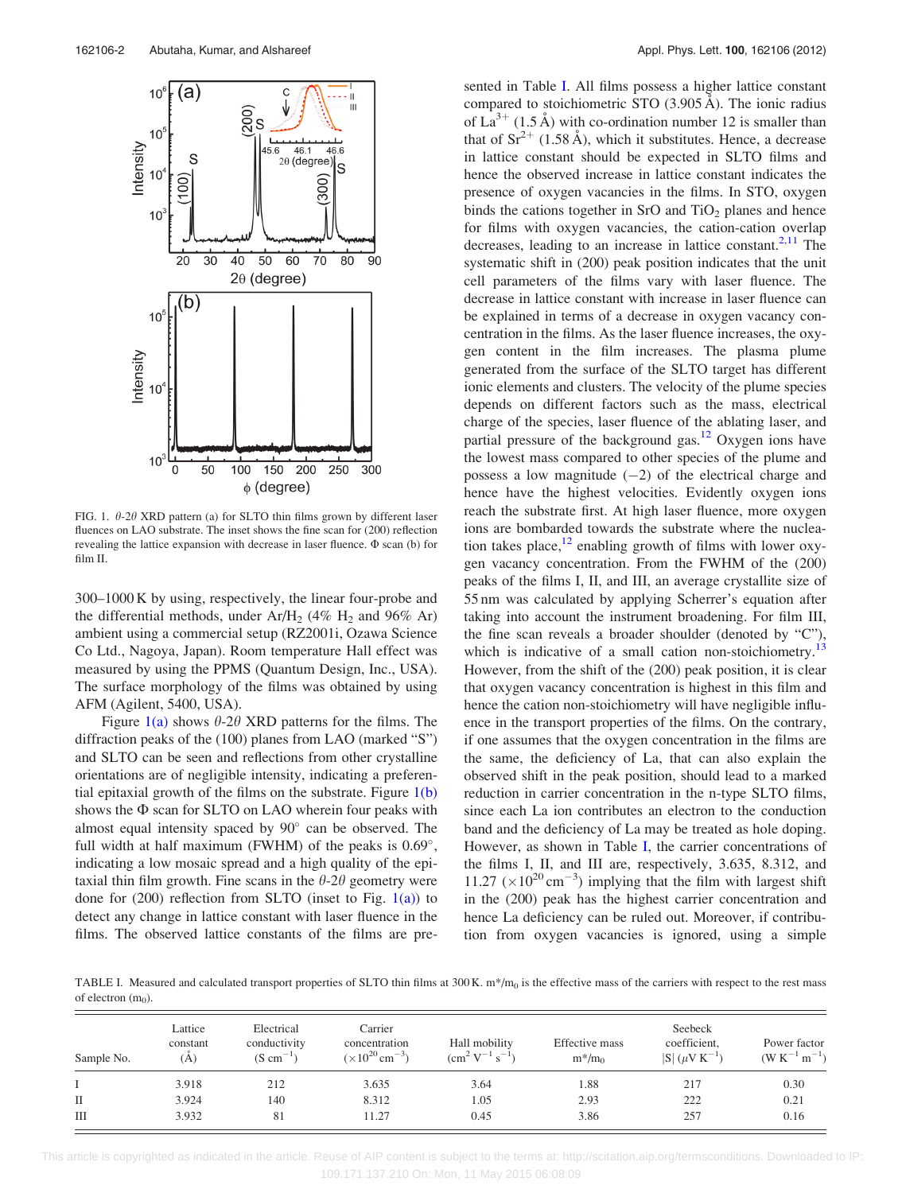(a)

C

I
II
III

45.6 46.1 46.6
2θ (degree)

S
(200)
S
S
(100)
(300)
S

Intensity

$10^6$
$10^5$
$10^4$
$10^3$

20 30 40 50 60 70 80 90
2θ (degree)

(b)

Intensity

$10^5$
$10^4$
$10^3$

0 50 100 150 200 250 300
ϕ (degree)

FIG. 1. $\theta$-$2\theta$ XRD pattern (a) for SLTO thin films grown by different laser fluences on LAO substrate. The inset shows the fine scan for (200) reflection revealing the lattice expansion with decrease in laser fluence. $\Phi$ scan (b) for film II.

300–1000 K by using, respectively, the linear four-probe and the differential methods, under $Ar/H_2$ (4% $H_2$ and 96% Ar) ambient using a commercial setup (RZ2001i, Ozawa Science Co Ltd., Nagoya, Japan). Room temperature Hall effect was measured by using the PPMS (Quantum Design, Inc., USA). The surface morphology of the films was obtained by using AFM (Agilent, 5400, USA).

Figure 1(a) shows $\theta$-$2\theta$ XRD patterns for the films. The diffraction peaks of the (100) planes from LAO (marked "S") and SLTO can be seen and reflections from other crystalline orientations are of negligible intensity, indicating a preferential epitaxial growth of the films on the substrate. Figure 1(b) shows the $\Phi$ scan for SLTO on LAO wherein four peaks with almost equal intensity spaced by 90° can be observed. The full width at half maximum (FWHM) of the peaks is 0.69°, indicating a low mosaic spread and a high quality of the epitaxial thin film growth. Fine scans in the $\theta$-$2\theta$ geometry were done for (200) reflection from SLTO (inset to Fig. 1(a)) to detect any change in lattice constant with laser fluence in the films. The observed lattice constants of the films are presented in Table I. All films possess a higher lattice constant compared to stoichiometric STO (3.905 Å). The ionic radius of $La^{3+}$ (1.5 Å) with co-ordination number 12 is smaller than that of $Sr^{2+}$ (1.58 Å), which it substitutes. Hence, a decrease in lattice constant should be expected in SLTO films and hence the observed increase in lattice constant indicates the presence of oxygen vacancies in the films. In STO, oxygen binds the cations together in SrO and $TiO_2$ planes and hence for films with oxygen vacancies, the cation-cation overlap decreases, leading to an increase in lattice constant.[2,11] The systematic shift in (200) peak position indicates that the unit cell parameters of the films vary with laser fluence. The decrease in lattice constant with increase in laser fluence can be explained in terms of a decrease in oxygen vacancy concentration in the films. As the laser fluence increases, the oxygen content in the film increases. The plasma plume generated from the surface of the SLTO target has different ionic elements and clusters. The velocity of the plume species depends on different factors such as the mass, electrical charge of the species, laser fluence of the ablating laser, and partial pressure of the background gas.[12] Oxygen ions have the lowest mass compared to other species of the plume and possess a low magnitude (−2) of the electrical charge and hence have the highest velocities. Evidently oxygen ions reach the substrate first. At high laser fluence, more oxygen ions are bombarded towards the substrate where the nucleation takes place,[12] enabling growth of films with lower oxygen vacancy concentration. From the FWHM of the (200) peaks of the films I, II, and III, an average crystallite size of 55 nm was calculated by applying Scherrer's equation after taking into account the instrument broadening. For film III, the fine scan reveals a broader shoulder (denoted by "C"), which is indicative of a small cation non-stoichiometry.[13] However, from the shift of the (200) peak position, it is clear that oxygen vacancy concentration is highest in this film and hence the cation non-stoichiometry will have negligible influence in the transport properties of the films. On the contrary, if one assumes that the oxygen concentration in the films are the same, the deficiency of La, that can also explain the observed shift in the peak position, should lead to a marked reduction in carrier concentration in the n-type SLTO films, since each La ion contributes an electron to the conduction band and the deficiency of La may be treated as hole doping. However, as shown in Table I, the carrier concentrations of the films I, II, and III are, respectively, 3.635, 8.312, and 11.27 ($\times 10^{20}\,\text{cm}^{-3}$) implying that the film with largest shift in the (200) peak has the highest carrier concentration and hence La deficiency can be ruled out. Moreover, if contribution from oxygen vacancies is ignored, using a simple

TABLE I. Measured and calculated transport properties of SLTO thin films at 300 K. $m^*/m_0$ is the effective mass of the carriers with respect to the rest mass of electron ($m_0$).

| Sample No. | Lattice constant (Å) | Electrical conductivity ($\text{S cm}^{-1}$) | Carrier concentration ($\times 10^{20}\,\text{cm}^{-3}$) | Hall mobility ($\text{cm}^2\,\text{V}^{-1}\,\text{s}^{-1}$) | Effective mass $m^*/m_0$ | Seebeck coefficient, $\lvert S\rvert$ ($\mu\text{V K}^{-1}$) | Power factor ($\text{W K}^{-1}\,\text{m}^{-1}$) |
|---|---|---|---|---|---|---|---|
| I | 3.918 | 212 | 3.635 | 3.64 | 1.88 | 217 | 0.30 |
| II | 3.924 | 140 | 8.312 | 1.05 | 2.93 | 222 | 0.21 |
| III | 3.932 | 81 | 11.27 | 0.45 | 3.86 | 257 | 0.16 |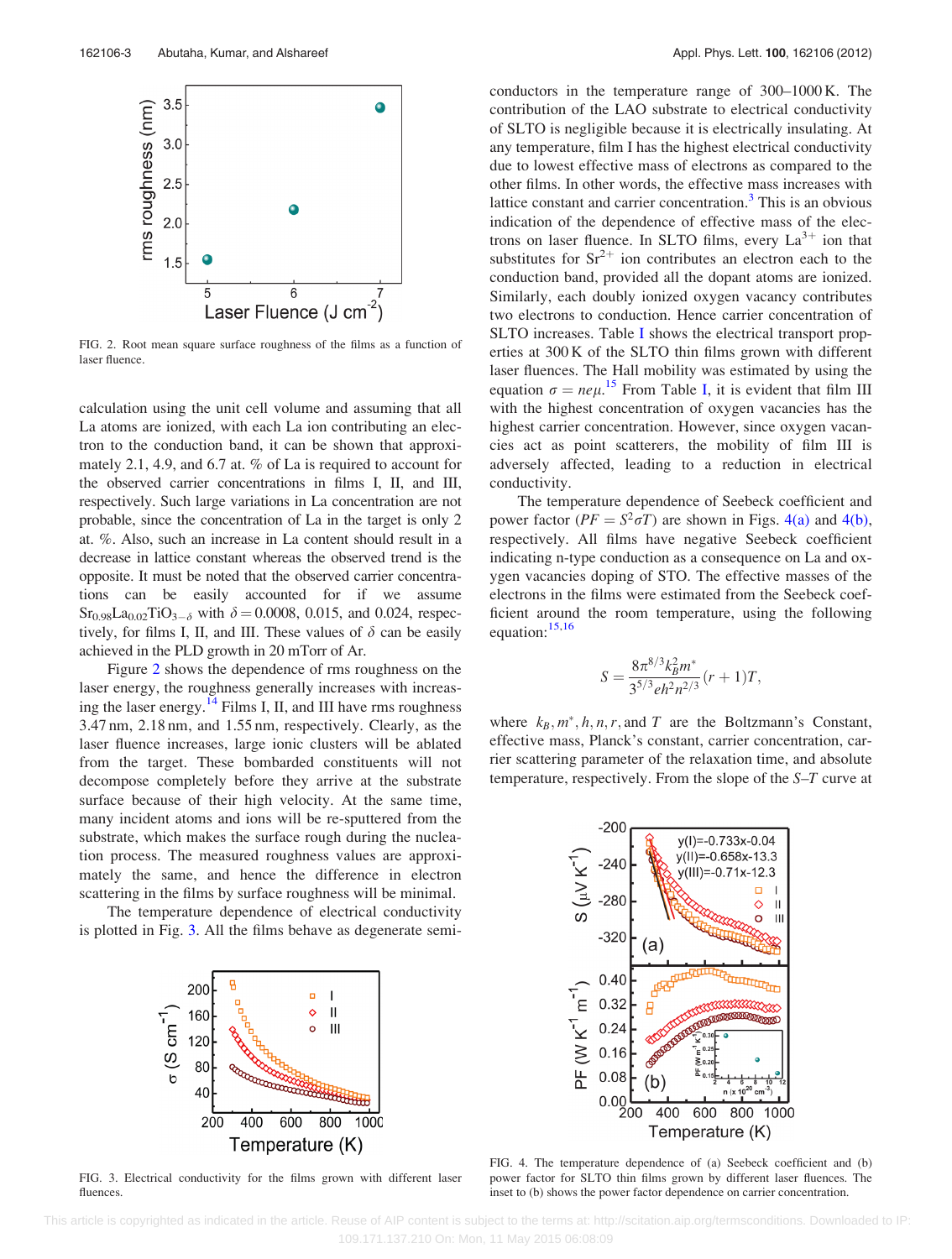3.5
3.0
2.5
2.0
1.5
rms roughness (nm)
5
6
7
Laser Fluence (J cm$^{-2}$)

FIG. 2. Root mean square surface roughness of the films as a function of laser fluence.

calculation using the unit cell volume and assuming that all La atoms are ionized, with each La ion contributing an electron to the conduction band, it can be shown that approximately 2.1, 4.9, and 6.7 at. % of La is required to account for the observed carrier concentrations in films I, II, and III, respectively. Such large variations in La concentration are not probable, since the concentration of La in the target is only 2 at. %. Also, such an increase in La content should result in a decrease in lattice constant whereas the observed trend is the opposite. It must be noted that the observed carrier concentrations can be easily accounted for if we assume $Sr_{0.98}La_{0.02}TiO_{3-\delta}$ with $\delta = 0.0008$, 0.015, and 0.024, respectively, for films I, II, and III. These values of $\delta$ can be easily achieved in the PLD growth in 20 mTorr of Ar.

Figure 2 shows the dependence of rms roughness on the laser energy, the roughness generally increases with increasing the laser energy.[14] Films I, II, and III have rms roughness 3.47 nm, 2.18 nm, and 1.55 nm, respectively. Clearly, as the laser fluence increases, large ionic clusters will be ablated from the target. These bombarded constituents will not decompose completely before they arrive at the substrate surface because of their high velocity. At the same time, many incident atoms and ions will be re-sputtered from the substrate, which makes the surface rough during the nucleation process. The measured roughness values are approximately the same, and hence the difference in electron scattering in the films by surface roughness will be minimal.

The temperature dependence of electrical conductivity is plotted in Fig. 3. All the films behave as degenerate semiconductors in the temperature range of 300–1000 K. The contribution of the LAO substrate to electrical conductivity of SLTO is negligible because it is electrically insulating. At any temperature, film I has the highest electrical conductivity due to lowest effective mass of electrons as compared to the other films. In other words, the effective mass increases with lattice constant and carrier concentration.[3] This is an obvious indication of the dependence of effective mass of the electrons on laser fluence. In SLTO films, every $La^{3+}$ ion that substitutes for $Sr^{2+}$ ion contributes an electron each to the conduction band, provided all the dopant atoms are ionized. Similarly, each doubly ionized oxygen vacancy contributes two electrons to conduction. Hence carrier concentration of SLTO increases. Table I shows the electrical transport properties at 300 K of the SLTO thin films grown with different laser fluences. The Hall mobility was estimated by using the equation $\sigma = ne\mu$.[15] From Table I, it is evident that film III with the highest concentration of oxygen vacancies has the highest carrier concentration. However, since oxygen vacancies act as point scatterers, the mobility of film III is adversely affected, leading to a reduction in electrical conductivity.

The temperature dependence of Seebeck coefficient and power factor ($PF = S^2\sigma T$) are shown in Figs. 4(a) and 4(b), respectively. All films have negative Seebeck coefficient indicating n-type conduction as a consequence on La and oxygen vacancies doping of STO. The effective masses of the electrons in the films were estimated from the Seebeck coefficient around the room temperature, using the following equation:[15,16]

$$S = \frac{8\pi^{8/3}k_B^2 m^*}{3^{5/3}eh^2 n^{2/3}}(r+1)T,$$

where $k_B, m^*, h, n, r,$ and $T$ are the Boltzmann's Constant, effective mass, Planck's constant, carrier concentration, carrier scattering parameter of the relaxation time, and absolute temperature, respectively. From the slope of the $S$–$T$ curve at

200
160
120
80
40
σ (S cm$^{-1}$)
200 400 600 800 1000
Temperature (K)
I
II
III

FIG. 3. Electrical conductivity for the films grown with different laser fluences.

-200
-240
-280
-320
S (μV K$^{-1}$)
(a)
y(I)=-0.733x-0.04
y(II)=-0.658x-13.3
y(III)=-0.71x-12.3
I
II
III
0.40
0.32
0.24
0.16
0.08
0.00
PF (W K$^{-1}$ m$^{-1}$)
(b)
200 400 600 800 1000
Temperature (K)
n (x 10$^{20}$ cm$^{-3}$)

FIG. 4. The temperature dependence of (a) Seebeck coefficient and (b) power factor for SLTO thin films grown by different laser fluences. The inset to (b) shows the power factor dependence on carrier concentration.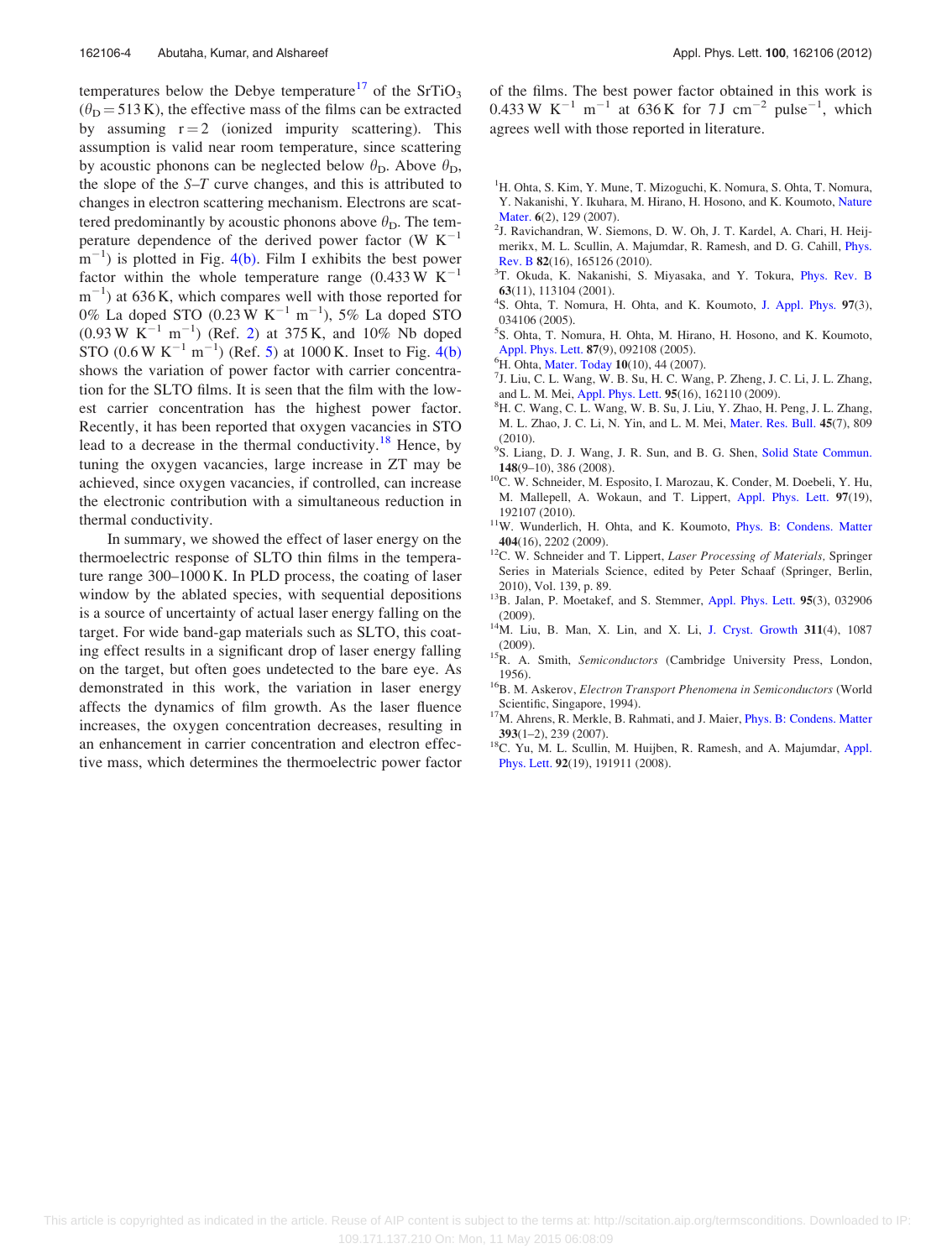temperatures below the Debye temperature[17] of the $SrTiO_3$ ($\theta_D = 513\,K$), the effective mass of the films can be extracted by assuming $r = 2$ (ionized impurity scattering). This assumption is valid near room temperature, since scattering by acoustic phonons can be neglected below $\theta_D$. Above $\theta_D$, the slope of the *S*–*T* curve changes, and this is attributed to changes in electron scattering mechanism. Electrons are scattered predominantly by acoustic phonons above $\theta_D$. The temperature dependence of the derived power factor ($W\,K^{-1}\,m^{-1}$) is plotted in Fig. 4(b). Film I exhibits the best power factor within the whole temperature range ($0.433\,W\,K^{-1}\,m^{-1}$) at 636 K, which compares well with those reported for 0% La doped STO ($0.23\,W\,K^{-1}\,m^{-1}$), 5% La doped STO ($0.93\,W\,K^{-1}\,m^{-1}$) (Ref. 2) at 375 K, and 10% Nb doped STO ($0.6\,W\,K^{-1}\,m^{-1}$) (Ref. 5) at 1000 K. Inset to Fig. 4(b) shows the variation of power factor with carrier concentration for the SLTO films. It is seen that the film with the lowest carrier concentration has the highest power factor. Recently, it has been reported that oxygen vacancies in STO lead to a decrease in the thermal conductivity.[18] Hence, by tuning the oxygen vacancies, large increase in ZT may be achieved, since oxygen vacancies, if controlled, can increase the electronic contribution with a simultaneous reduction in thermal conductivity.

In summary, we showed the effect of laser energy on the thermoelectric response of SLTO thin films in the temperature range 300–1000 K. In PLD process, the coating of laser window by the ablated species, with sequential depositions is a source of uncertainty of actual laser energy falling on the target. For wide band-gap materials such as SLTO, this coating effect results in a significant drop of laser energy falling on the target, but often goes undetected to the bare eye. As demonstrated in this work, the variation in laser energy affects the dynamics of film growth. As the laser fluence increases, the oxygen concentration decreases, resulting in an enhancement in carrier concentration and electron effective mass, which determines the thermoelectric power factor of the films. The best power factor obtained in this work is $0.433\,W\,K^{-1}\,m^{-1}$ at 636 K for $7\,J\,cm^{-2}\,pulse^{-1}$, which agrees well with those reported in literature.

[1] H. Ohta, S. Kim, Y. Mune, T. Mizoguchi, K. Nomura, S. Ohta, T. Nomura, Y. Nakanishi, Y. Ikuhara, M. Hirano, H. Hosono, and K. Koumoto, Nature Mater. **6**(2), 129 (2007).

[2] J. Ravichandran, W. Siemons, D. W. Oh, J. T. Kardel, A. Chari, H. Heijmerikx, M. L. Scullin, A. Majumdar, R. Ramesh, and D. G. Cahill, Phys. Rev. B **82**(16), 165126 (2010).

[3] T. Okuda, K. Nakanishi, S. Miyasaka, and Y. Tokura, Phys. Rev. B **63**(11), 113104 (2001).

[4] S. Ohta, T. Nomura, H. Ohta, and K. Koumoto, J. Appl. Phys. **97**(3), 034106 (2005).

[5] S. Ohta, T. Nomura, H. Ohta, M. Hirano, H. Hosono, and K. Koumoto, Appl. Phys. Lett. **87**(9), 092108 (2005).

[6] H. Ohta, Mater. Today **10**(10), 44 (2007).

[7] J. Liu, C. L. Wang, W. B. Su, H. C. Wang, P. Zheng, J. C. Li, J. L. Zhang, and L. M. Mei, Appl. Phys. Lett. **95**(16), 162110 (2009).

[8] H. C. Wang, C. L. Wang, W. B. Su, J. Liu, Y. Zhao, H. Peng, J. L. Zhang, M. L. Zhao, J. C. Li, N. Yin, and L. M. Mei, Mater. Res. Bull. **45**(7), 809 (2010).

[9] S. Liang, D. J. Wang, J. R. Sun, and B. G. Shen, Solid State Commun. **148**(9–10), 386 (2008).

[10] C. W. Schneider, M. Esposito, I. Marozau, K. Conder, M. Doebeli, Y. Hu, M. Mallepell, A. Wokaun, and T. Lippert, Appl. Phys. Lett. **97**(19), 192107 (2010).

[11] W. Wunderlich, H. Ohta, and K. Koumoto, Phys. B: Condens. Matter **404**(16), 2202 (2009).

[12] C. W. Schneider and T. Lippert, *Laser Processing of Materials*, Springer Series in Materials Science, edited by Peter Schaaf (Springer, Berlin, 2010), Vol. 139, p. 89.

[13] B. Jalan, P. Moetakef, and S. Stemmer, Appl. Phys. Lett. **95**(3), 032906 (2009).

[14] M. Liu, B. Man, X. Lin, and X. Li, J. Cryst. Growth **311**(4), 1087 (2009).

[15] R. A. Smith, *Semiconductors* (Cambridge University Press, London, 1956).

[16] B. M. Askerov, *Electron Transport Phenomena in Semiconductors* (World Scientific, Singapore, 1994).

[17] M. Ahrens, R. Merkle, B. Rahmati, and J. Maier, Phys. B: Condens. Matter **393**(1–2), 239 (2007).

[18] C. Yu, M. L. Scullin, M. Huijben, R. Ramesh, and A. Majumdar, Appl. Phys. Lett. **92**(19), 191911 (2008).